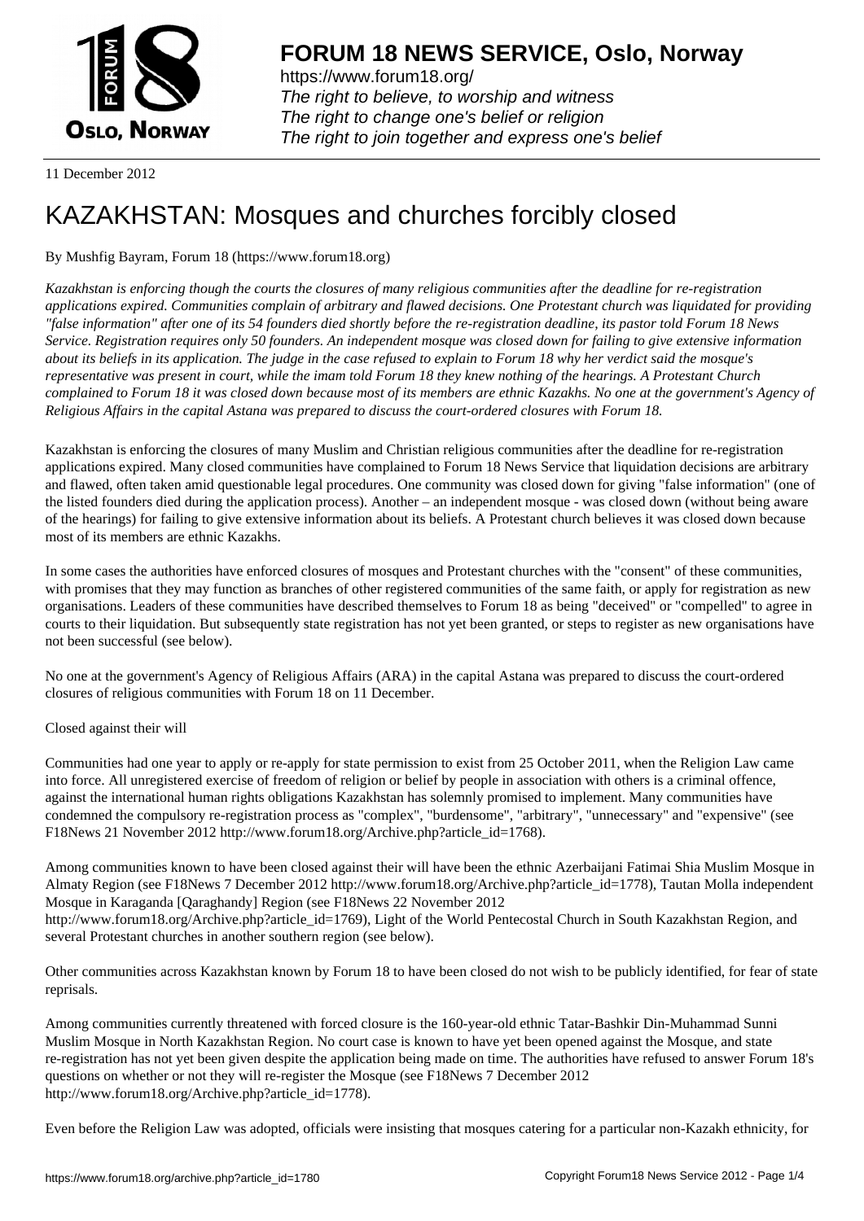**FORUM 18 NEWS SERVICE, Oslo, Norway**

https://www.forum18.org/
*The right to believe, to worship and witness*
*The right to change one's belief or religion*
*The right to join together and express one's belief*

11 December 2012

# KAZAKHSTAN: Mosques and churches forcibly closed

By Mushfig Bayram, Forum 18 (https://www.forum18.org)

*Kazakhstan is enforcing though the courts the closures of many religious communities after the deadline for re-registration applications expired. Communities complain of arbitrary and flawed decisions. One Protestant church was liquidated for providing "false information" after one of its 54 founders died shortly before the re-registration deadline, its pastor told Forum 18 News Service. Registration requires only 50 founders. An independent mosque was closed down for failing to give extensive information about its beliefs in its application. The judge in the case refused to explain to Forum 18 why her verdict said the mosque's representative was present in court, while the imam told Forum 18 they knew nothing of the hearings. A Protestant Church complained to Forum 18 it was closed down because most of its members are ethnic Kazakhs. No one at the government's Agency of Religious Affairs in the capital Astana was prepared to discuss the court-ordered closures with Forum 18.*

Kazakhstan is enforcing the closures of many Muslim and Christian religious communities after the deadline for re-registration applications expired. Many closed communities have complained to Forum 18 News Service that liquidation decisions are arbitrary and flawed, often taken amid questionable legal procedures. One community was closed down for giving "false information" (one of the listed founders died during the application process). Another – an independent mosque - was closed down (without being aware of the hearings) for failing to give extensive information about its beliefs. A Protestant church believes it was closed down because most of its members are ethnic Kazakhs.

In some cases the authorities have enforced closures of mosques and Protestant churches with the "consent" of these communities, with promises that they may function as branches of other registered communities of the same faith, or apply for registration as new organisations. Leaders of these communities have described themselves to Forum 18 as being "deceived" or "compelled" to agree in courts to their liquidation. But subsequently state registration has not yet been granted, or steps to register as new organisations have not been successful (see below).

No one at the government's Agency of Religious Affairs (ARA) in the capital Astana was prepared to discuss the court-ordered closures of religious communities with Forum 18 on 11 December.

Closed against their will

Communities had one year to apply or re-apply for state permission to exist from 25 October 2011, when the Religion Law came into force. All unregistered exercise of freedom of religion or belief by people in association with others is a criminal offence, against the international human rights obligations Kazakhstan has solemnly promised to implement. Many communities have condemned the compulsory re-registration process as "complex", "burdensome", "arbitrary", "unnecessary" and "expensive" (see F18News 21 November 2012 http://www.forum18.org/Archive.php?article_id=1768).

Among communities known to have been closed against their will have been the ethnic Azerbaijani Fatimai Shia Muslim Mosque in Almaty Region (see F18News 7 December 2012 http://www.forum18.org/Archive.php?article_id=1778), Tautan Molla independent Mosque in Karaganda [Qaraghandy] Region (see F18News 22 November 2012 http://www.forum18.org/Archive.php?article_id=1769), Light of the World Pentecostal Church in South Kazakhstan Region, and several Protestant churches in another southern region (see below).

Other communities across Kazakhstan known by Forum 18 to have been closed do not wish to be publicly identified, for fear of state reprisals.

Among communities currently threatened with forced closure is the 160-year-old ethnic Tatar-Bashkir Din-Muhammad Sunni Muslim Mosque in North Kazakhstan Region. No court case is known to have yet been opened against the Mosque, and state re-registration has not yet been given despite the application being made on time. The authorities have refused to answer Forum 18's questions on whether or not they will re-register the Mosque (see F18News 7 December 2012 http://www.forum18.org/Archive.php?article_id=1778).

Even before the Religion Law was adopted, officials were insisting that mosques catering for a particular non-Kazakh ethnicity, for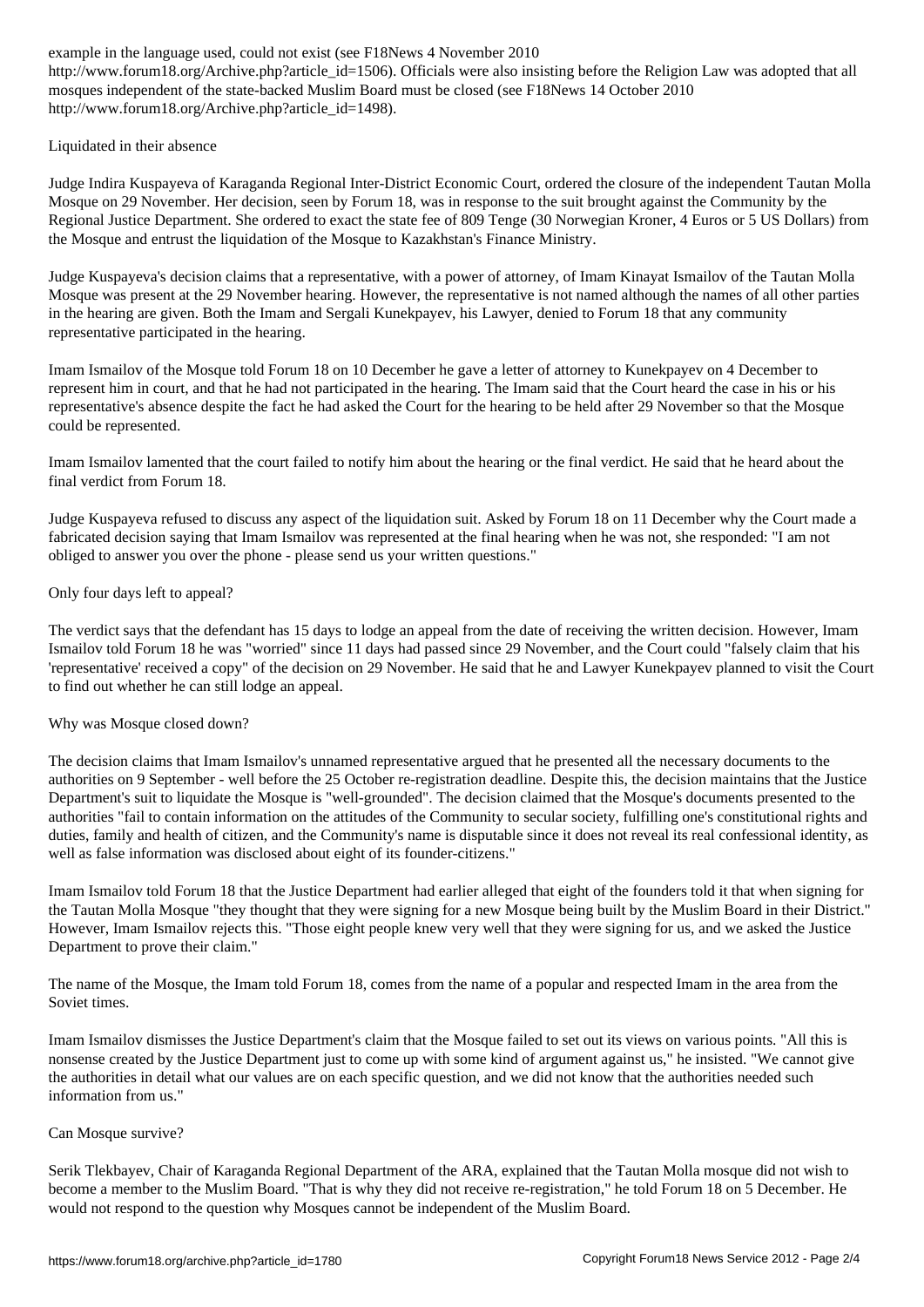example in the language used, could not exist (see F18News 4 November 2010 http://www.forum18.org/Archive.php?article_id=1506). Officials were also insisting before the Religion Law was adopted that all mosques independent of the state-backed Muslim Board must be closed (see F18News 14 October 2010 http://www.forum18.org/Archive.php?article_id=1498).

## Liquidated in their absence

Judge Indira Kuspayeva of Karaganda Regional Inter-District Economic Court, ordered the closure of the independent Tautan Molla Mosque on 29 November. Her decision, seen by Forum 18, was in response to the suit brought against the Community by the Regional Justice Department. She ordered to exact the state fee of 809 Tenge (30 Norwegian Kroner, 4 Euros or 5 US Dollars) from the Mosque and entrust the liquidation of the Mosque to Kazakhstan's Finance Ministry.

Judge Kuspayeva's decision claims that a representative, with a power of attorney, of Imam Kinayat Ismailov of the Tautan Molla Mosque was present at the 29 November hearing. However, the representative is not named although the names of all other parties in the hearing are given. Both the Imam and Sergali Kunekpayev, his Lawyer, denied to Forum 18 that any community representative participated in the hearing.

Imam Ismailov of the Mosque told Forum 18 on 10 December he gave a letter of attorney to Kunekpayev on 4 December to represent him in court, and that he had not participated in the hearing. The Imam said that the Court heard the case in his or his representative's absence despite the fact he had asked the Court for the hearing to be held after 29 November so that the Mosque could be represented.

Imam Ismailov lamented that the court failed to notify him about the hearing or the final verdict. He said that he heard about the final verdict from Forum 18.

Judge Kuspayeva refused to discuss any aspect of the liquidation suit. Asked by Forum 18 on 11 December why the Court made a fabricated decision saying that Imam Ismailov was represented at the final hearing when he was not, she responded: "I am not obliged to answer you over the phone - please send us your written questions."

## Only four days left to appeal?

The verdict says that the defendant has 15 days to lodge an appeal from the date of receiving the written decision. However, Imam Ismailov told Forum 18 he was "worried" since 11 days had passed since 29 November, and the Court could "falsely claim that his 'representative' received a copy" of the decision on 29 November. He said that he and Lawyer Kunekpayev planned to visit the Court to find out whether he can still lodge an appeal.

## Why was Mosque closed down?

The decision claims that Imam Ismailov's unnamed representative argued that he presented all the necessary documents to the authorities on 9 September - well before the 25 October re-registration deadline. Despite this, the decision maintains that the Justice Department's suit to liquidate the Mosque is "well-grounded". The decision claimed that the Mosque's documents presented to the authorities "fail to contain information on the attitudes of the Community to secular society, fulfilling one's constitutional rights and duties, family and health of citizen, and the Community's name is disputable since it does not reveal its real confessional identity, as well as false information was disclosed about eight of its founder-citizens."

Imam Ismailov told Forum 18 that the Justice Department had earlier alleged that eight of the founders told it that when signing for the Tautan Molla Mosque "they thought that they were signing for a new Mosque being built by the Muslim Board in their District." However, Imam Ismailov rejects this. "Those eight people knew very well that they were signing for us, and we asked the Justice Department to prove their claim."

The name of the Mosque, the Imam told Forum 18, comes from the name of a popular and respected Imam in the area from the Soviet times.

Imam Ismailov dismisses the Justice Department's claim that the Mosque failed to set out its views on various points. "All this is nonsense created by the Justice Department just to come up with some kind of argument against us," he insisted. "We cannot give the authorities in detail what our values are on each specific question, and we did not know that the authorities needed such information from us."

## Can Mosque survive?

Serik Tlekbayev, Chair of Karaganda Regional Department of the ARA, explained that the Tautan Molla mosque did not wish to become a member to the Muslim Board. "That is why they did not receive re-registration," he told Forum 18 on 5 December. He would not respond to the question why Mosques cannot be independent of the Muslim Board.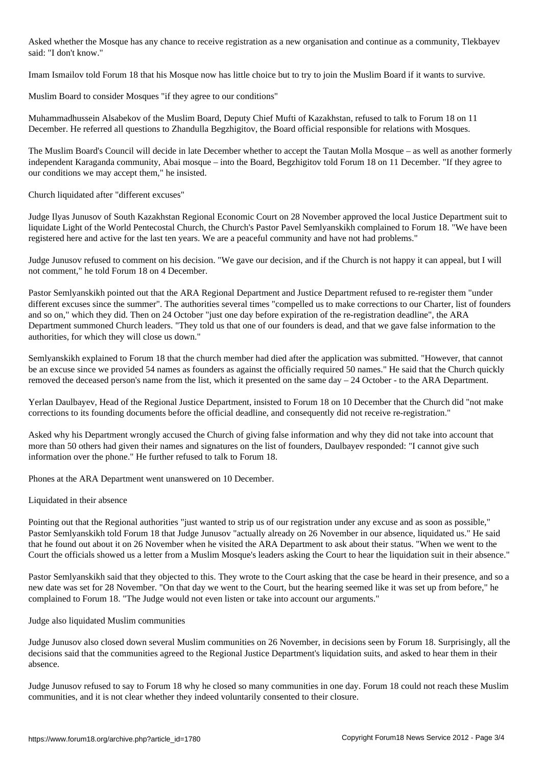Asked whether the Mosque has any chance to receive registration as a new organisation and continue as a community, Tlekbayev said: "I don't know."

Imam Ismailov told Forum 18 that his Mosque now has little choice but to try to join the Muslim Board if it wants to survive.

## Muslim Board to consider Mosques "if they agree to our conditions"

Muhammadhussein Alsabekov of the Muslim Board, Deputy Chief Mufti of Kazakhstan, refused to talk to Forum 18 on 11 December. He referred all questions to Zhandulla Begzhigitov, the Board official responsible for relations with Mosques.

The Muslim Board's Council will decide in late December whether to accept the Tautan Molla Mosque – as well as another formerly independent Karaganda community, Abai mosque – into the Board, Begzhigitov told Forum 18 on 11 December. "If they agree to our conditions we may accept them," he insisted.

## Church liquidated after "different excuses"

Judge Ilyas Junusov of South Kazakhstan Regional Economic Court on 28 November approved the local Justice Department suit to liquidate Light of the World Pentecostal Church, the Church's Pastor Pavel Semlyanskikh complained to Forum 18. "We have been registered here and active for the last ten years. We are a peaceful community and have not had problems."

Judge Junusov refused to comment on his decision. "We gave our decision, and if the Church is not happy it can appeal, but I will not comment," he told Forum 18 on 4 December.

Pastor Semlyanskikh pointed out that the ARA Regional Department and Justice Department refused to re-register them "under different excuses since the summer". The authorities several times "compelled us to make corrections to our Charter, list of founders and so on," which they did. Then on 24 October "just one day before expiration of the re-registration deadline", the ARA Department summoned Church leaders. "They told us that one of our founders is dead, and that we gave false information to the authorities, for which they will close us down."

Semlyanskikh explained to Forum 18 that the church member had died after the application was submitted. "However, that cannot be an excuse since we provided 54 names as founders as against the officially required 50 names." He said that the Church quickly removed the deceased person's name from the list, which it presented on the same day – 24 October - to the ARA Department.

Yerlan Daulbayev, Head of the Regional Justice Department, insisted to Forum 18 on 10 December that the Church did "not make corrections to its founding documents before the official deadline, and consequently did not receive re-registration."

Asked why his Department wrongly accused the Church of giving false information and why they did not take into account that more than 50 others had given their names and signatures on the list of founders, Daulbayev responded: "I cannot give such information over the phone." He further refused to talk to Forum 18.

Phones at the ARA Department went unanswered on 10 December.

## Liquidated in their absence

Pointing out that the Regional authorities "just wanted to strip us of our registration under any excuse and as soon as possible," Pastor Semlyanskikh told Forum 18 that Judge Junusov "actually already on 26 November in our absence, liquidated us." He said that he found out about it on 26 November when he visited the ARA Department to ask about their status. "When we went to the Court the officials showed us a letter from a Muslim Mosque's leaders asking the Court to hear the liquidation suit in their absence."

Pastor Semlyanskikh said that they objected to this. They wrote to the Court asking that the case be heard in their presence, and so a new date was set for 28 November. "On that day we went to the Court, but the hearing seemed like it was set up from before," he complained to Forum 18. "The Judge would not even listen or take into account our arguments."

## Judge also liquidated Muslim communities

Judge Junusov also closed down several Muslim communities on 26 November, in decisions seen by Forum 18. Surprisingly, all the decisions said that the communities agreed to the Regional Justice Department's liquidation suits, and asked to hear them in their absence.

Judge Junusov refused to say to Forum 18 why he closed so many communities in one day. Forum 18 could not reach these Muslim communities, and it is not clear whether they indeed voluntarily consented to their closure.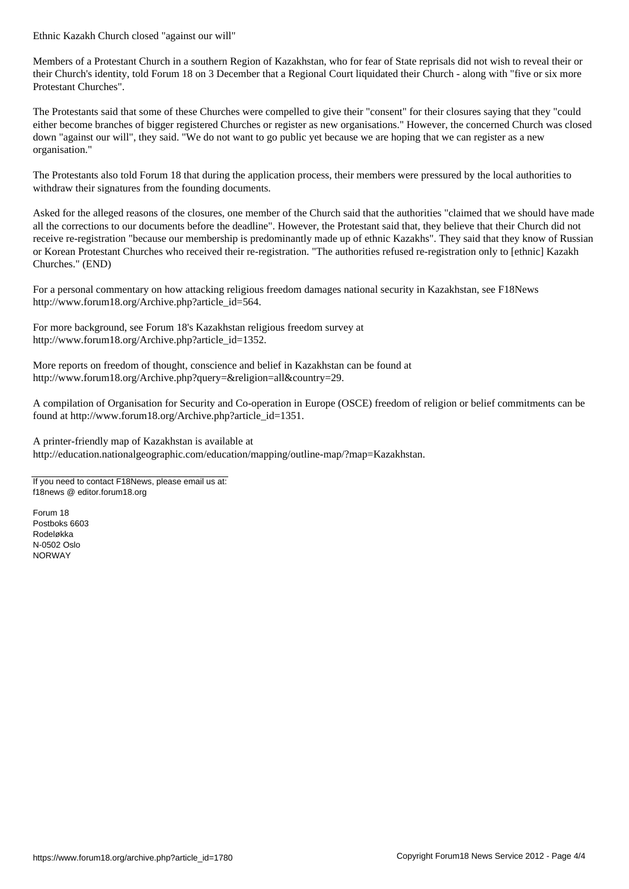Ethnic Kazakh Church closed "against our will"

Members of a Protestant Church in a southern Region of Kazakhstan, who for fear of State reprisals did not wish to reveal their or their Church's identity, told Forum 18 on 3 December that a Regional Court liquidated their Church - along with "five or six more Protestant Churches".

The Protestants said that some of these Churches were compelled to give their "consent" for their closures saying that they "could either become branches of bigger registered Churches or register as new organisations." However, the concerned Church was closed down "against our will", they said. "We do not want to go public yet because we are hoping that we can register as a new organisation."

The Protestants also told Forum 18 that during the application process, their members were pressured by the local authorities to withdraw their signatures from the founding documents.

Asked for the alleged reasons of the closures, one member of the Church said that the authorities "claimed that we should have made all the corrections to our documents before the deadline". However, the Protestant said that, they believe that their Church did not receive re-registration "because our membership is predominantly made up of ethnic Kazakhs". They said that they know of Russian or Korean Protestant Churches who received their re-registration. "The authorities refused re-registration only to [ethnic] Kazakh Churches." (END)

For a personal commentary on how attacking religious freedom damages national security in Kazakhstan, see F18News http://www.forum18.org/Archive.php?article_id=564.

For more background, see Forum 18's Kazakhstan religious freedom survey at http://www.forum18.org/Archive.php?article_id=1352.

More reports on freedom of thought, conscience and belief in Kazakhstan can be found at http://www.forum18.org/Archive.php?query=&religion=all&country=29.

A compilation of Organisation for Security and Co-operation in Europe (OSCE) freedom of religion or belief commitments can be found at http://www.forum18.org/Archive.php?article_id=1351.

A printer-friendly map of Kazakhstan is available at http://education.nationalgeographic.com/education/mapping/outline-map/?map=Kazakhstan.

If you need to contact F18News, please email us at:
f18news @ editor.forum18.org

Forum 18
Postboks 6603
Rodeløkka
N-0502 Oslo
NORWAY